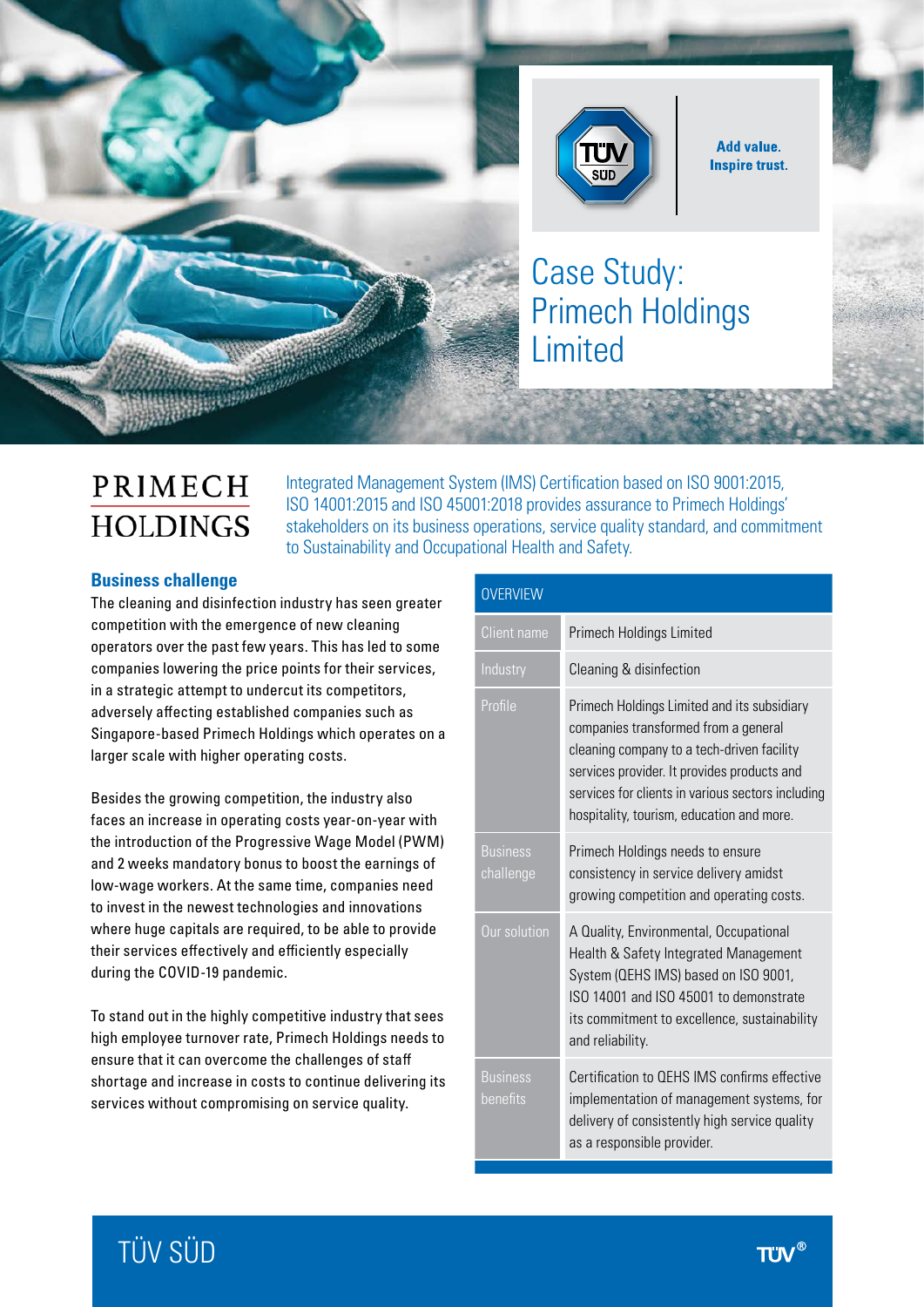Add value.
Inspire trust.

# Case Study: Primech Holdings Limited

PRIMECH HOLDINGS

Integrated Management System (IMS) Certification based on ISO 9001:2015, ISO 14001:2015 and ISO 45001:2018 provides assurance to Primech Holdings' stakeholders on its business operations, service quality standard, and commitment to Sustainability and Occupational Health and Safety.

## Business challenge

The cleaning and disinfection industry has seen greater competition with the emergence of new cleaning operators over the past few years. This has led to some companies lowering the price points for their services, in a strategic attempt to undercut its competitors, adversely affecting established companies such as Singapore-based Primech Holdings which operates on a larger scale with higher operating costs.

Besides the growing competition, the industry also faces an increase in operating costs year-on-year with the introduction of the Progressive Wage Model (PWM) and 2 weeks mandatory bonus to boost the earnings of low-wage workers. At the same time, companies need to invest in the newest technologies and innovations where huge capitals are required, to be able to provide their services effectively and efficiently especially during the COVID-19 pandemic.

To stand out in the highly competitive industry that sees high employee turnover rate, Primech Holdings needs to ensure that it can overcome the challenges of staff shortage and increase in costs to continue delivering its services without compromising on service quality.

| OVERVIEW | |
|---|---|
| Client name | Primech Holdings Limited |
| Industry | Cleaning & disinfection |
| Profile | Primech Holdings Limited and its subsidiary companies transformed from a general cleaning company to a tech-driven facility services provider. It provides products and services for clients in various sectors including hospitality, tourism, education and more. |
| Business challenge | Primech Holdings needs to ensure consistency in service delivery amidst growing competition and operating costs. |
| Our solution | A Quality, Environmental, Occupational Health & Safety Integrated Management System (QEHS IMS) based on ISO 9001, ISO 14001 and ISO 45001 to demonstrate its commitment to excellence, sustainability and reliability. |
| Business benefits | Certification to QEHS IMS confirms effective implementation of management systems, for delivery of consistently high service quality as a responsible provider. |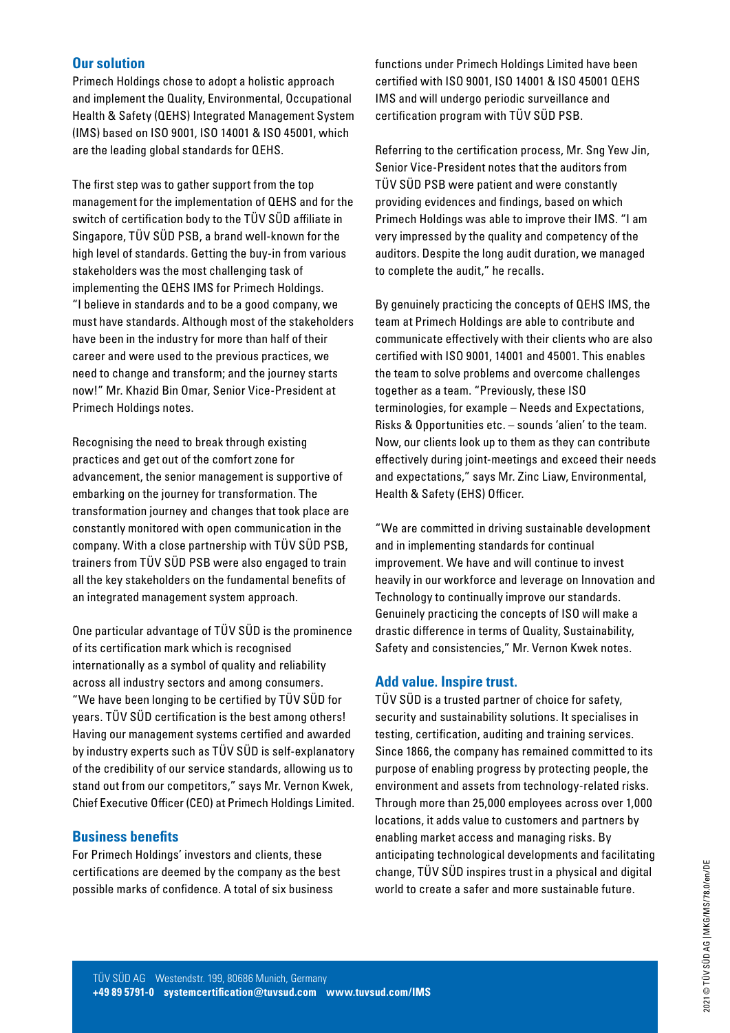## Our solution

Primech Holdings chose to adopt a holistic approach and implement the Quality, Environmental, Occupational Health & Safety (QEHS) Integrated Management System (IMS) based on ISO 9001, ISO 14001 & ISO 45001, which are the leading global standards for QEHS.

The first step was to gather support from the top management for the implementation of QEHS and for the switch of certification body to the TÜV SÜD affiliate in Singapore, TÜV SÜD PSB, a brand well-known for the high level of standards. Getting the buy-in from various stakeholders was the most challenging task of implementing the QEHS IMS for Primech Holdings. "I believe in standards and to be a good company, we must have standards. Although most of the stakeholders have been in the industry for more than half of their career and were used to the previous practices, we need to change and transform; and the journey starts now!" Mr. Khazid Bin Omar, Senior Vice-President at Primech Holdings notes.

Recognising the need to break through existing practices and get out of the comfort zone for advancement, the senior management is supportive of embarking on the journey for transformation. The transformation journey and changes that took place are constantly monitored with open communication in the company. With a close partnership with TÜV SÜD PSB, trainers from TÜV SÜD PSB were also engaged to train all the key stakeholders on the fundamental benefits of an integrated management system approach.

One particular advantage of TÜV SÜD is the prominence of its certification mark which is recognised internationally as a symbol of quality and reliability across all industry sectors and among consumers. "We have been longing to be certified by TÜV SÜD for years. TÜV SÜD certification is the best among others! Having our management systems certified and awarded by industry experts such as TÜV SÜD is self-explanatory of the credibility of our service standards, allowing us to stand out from our competitors," says Mr. Vernon Kwek, Chief Executive Officer (CEO) at Primech Holdings Limited.

## Business benefits

For Primech Holdings' investors and clients, these certifications are deemed by the company as the best possible marks of confidence. A total of six business functions under Primech Holdings Limited have been certified with ISO 9001, ISO 14001 & ISO 45001 QEHS IMS and will undergo periodic surveillance and certification program with TÜV SÜD PSB.

Referring to the certification process, Mr. Sng Yew Jin, Senior Vice-President notes that the auditors from TÜV SÜD PSB were patient and were constantly providing evidences and findings, based on which Primech Holdings was able to improve their IMS. "I am very impressed by the quality and competency of the auditors. Despite the long audit duration, we managed to complete the audit," he recalls.

By genuinely practicing the concepts of QEHS IMS, the team at Primech Holdings are able to contribute and communicate effectively with their clients who are also certified with ISO 9001, 14001 and 45001. This enables the team to solve problems and overcome challenges together as a team. "Previously, these ISO terminologies, for example – Needs and Expectations, Risks & Opportunities etc. – sounds 'alien' to the team. Now, our clients look up to them as they can contribute effectively during joint-meetings and exceed their needs and expectations," says Mr. Zinc Liaw, Environmental, Health & Safety (EHS) Officer.

"We are committed in driving sustainable development and in implementing standards for continual improvement. We have and will continue to invest heavily in our workforce and leverage on Innovation and Technology to continually improve our standards. Genuinely practicing the concepts of ISO will make a drastic difference in terms of Quality, Sustainability, Safety and consistencies," Mr. Vernon Kwek notes.

## Add value. Inspire trust.

TÜV SÜD is a trusted partner of choice for safety, security and sustainability solutions. It specialises in testing, certification, auditing and training services. Since 1866, the company has remained committed to its purpose of enabling progress by protecting people, the environment and assets from technology-related risks. Through more than 25,000 employees across over 1,000 locations, it adds value to customers and partners by enabling market access and managing risks. By anticipating technological developments and facilitating change, TÜV SÜD inspires trust in a physical and digital world to create a safer and more sustainable future.

TÜV SÜD AG Westendstr. 199, 80686 Munich, Germany
**+49 89 5791-0 systemcertification@tuvsud.com www.tuvsud.com/IMS**

2021 © TÜV SÜD AG | MKG/MS/78.0/en/DE